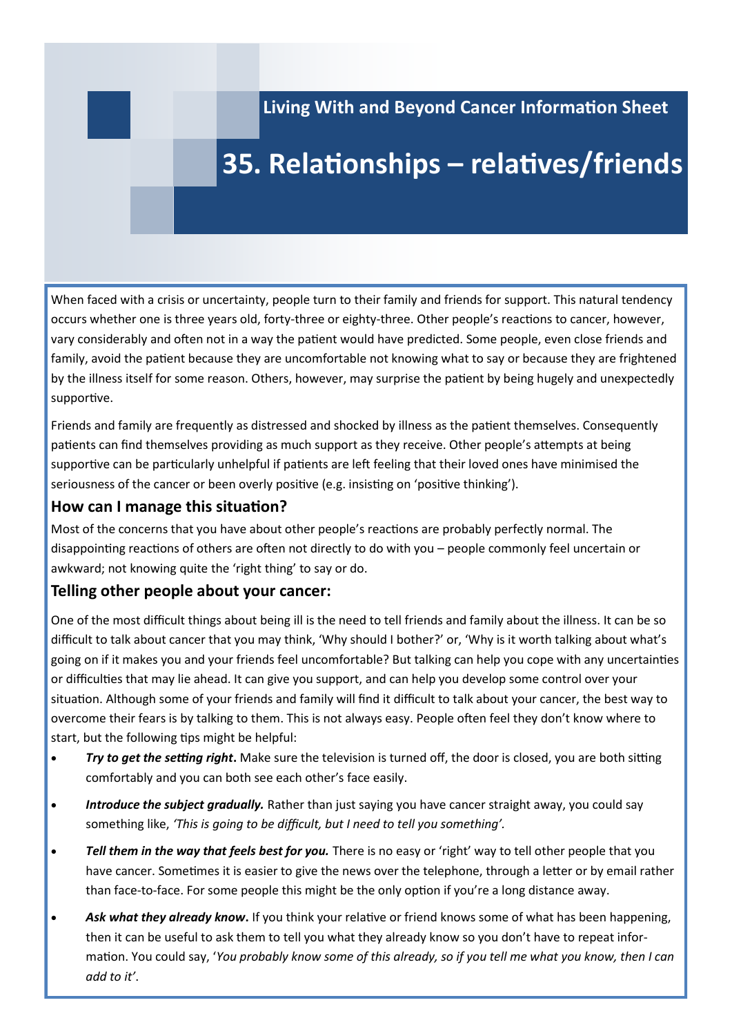Living With and Beyond Cancer Information Sheet

# 35. Relationships – relatives/friends

When faced with a crisis or uncertainty, people turn to their family and friends for support. This natural tendency occurs whether one is three years old, forty-three or eighty-three. Other people's reactions to cancer, however, vary considerably and often not in a way the patient would have predicted. Some people, even close friends and family, avoid the patient because they are uncomfortable not knowing what to say or because they are frightened by the illness itself for some reason. Others, however, may surprise the patient by being hugely and unexpectedly supportive.

Friends and family are frequently as distressed and shocked by illness as the patient themselves. Consequently patients can find themselves providing as much support as they receive. Other people's attempts at being supportive can be particularly unhelpful if patients are left feeling that their loved ones have minimised the seriousness of the cancer or been overly positive (e.g. insisting on 'positive thinking').

## How can I manage this situation?

Most of the concerns that you have about other people's reactions are probably perfectly normal. The disappointing reactions of others are often not directly to do with you – people commonly feel uncertain or awkward; not knowing quite the 'right thing' to say or do.

## Telling other people about your cancer:

One of the most difficult things about being ill is the need to tell friends and family about the illness. It can be so difficult to talk about cancer that you may think, 'Why should I bother?' or, 'Why is it worth talking about what's going on if it makes you and your friends feel uncomfortable? But talking can help you cope with any uncertainties or difficulties that may lie ahead. It can give you support, and can help you develop some control over your situation. Although some of your friends and family will find it difficult to talk about your cancer, the best way to overcome their fears is by talking to them. This is not always easy. People often feel they don't know where to start, but the following tips might be helpful:

- ***Try to get the setting right*.** Make sure the television is turned off, the door is closed, you are both sitting comfortably and you can both see each other's face easily.
- ***Introduce the subject gradually.*** Rather than just saying you have cancer straight away, you could say something like, *'This is going to be difficult, but I need to tell you something'.*
- ***Tell them in the way that feels best for you.*** There is no easy or 'right' way to tell other people that you have cancer. Sometimes it is easier to give the news over the telephone, through a letter or by email rather than face-to-face. For some people this might be the only option if you're a long distance away.
- ***Ask what they already know*.** If you think your relative or friend knows some of what has been happening, then it can be useful to ask them to tell you what they already know so you don't have to repeat information. You could say, '*You probably know some of this already, so if you tell me what you know, then I can add to it'*.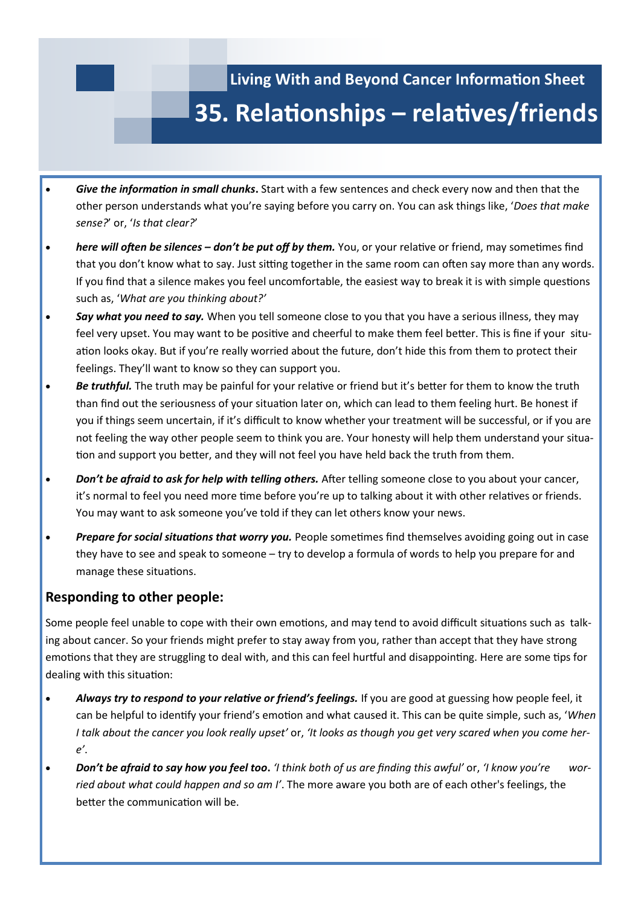# Living With and Beyond Cancer Information Sheet

## 35. Relationships – relatives/friends

- ***Give the information in small chunks*.** Start with a few sentences and check every now and then that the other person understands what you're saying before you carry on. You can ask things like, '*Does that make sense?*' or, '*Is that clear?*'
- ***here will often be silences – don't be put off by them.*** You, or your relative or friend, may sometimes find that you don't know what to say. Just sitting together in the same room can often say more than any words. If you find that a silence makes you feel uncomfortable, the easiest way to break it is with simple questions such as, '*What are you thinking about?'*
- ***Say what you need to say.*** When you tell someone close to you that you have a serious illness, they may feel very upset. You may want to be positive and cheerful to make them feel better. This is fine if your situation looks okay. But if you're really worried about the future, don't hide this from them to protect their feelings. They'll want to know so they can support you.
- ***Be truthful.*** The truth may be painful for your relative or friend but it's better for them to know the truth than find out the seriousness of your situation later on, which can lead to them feeling hurt. Be honest if you if things seem uncertain, if it's difficult to know whether your treatment will be successful, or if you are not feeling the way other people seem to think you are. Your honesty will help them understand your situation and support you better, and they will not feel you have held back the truth from them.
- ***Don't be afraid to ask for help with telling others.*** After telling someone close to you about your cancer, it's normal to feel you need more time before you're up to talking about it with other relatives or friends. You may want to ask someone you've told if they can let others know your news.
- ***Prepare for social situations that worry you.*** People sometimes find themselves avoiding going out in case they have to see and speak to someone – try to develop a formula of words to help you prepare for and manage these situations.

### Responding to other people:

Some people feel unable to cope with their own emotions, and may tend to avoid difficult situations such as talking about cancer. So your friends might prefer to stay away from you, rather than accept that they have strong emotions that they are struggling to deal with, and this can feel hurtful and disappointing. Here are some tips for dealing with this situation:

- ***Always try to respond to your relative or friend's feelings.*** If you are good at guessing how people feel, it can be helpful to identify your friend's emotion and what caused it. This can be quite simple, such as, '*When I talk about the cancer you look really upset'* or, *'It looks as though you get very scared when you come here'*.
- ***Don't be afraid to say how you feel too*.** *'I think both of us are finding this awful'* or, *'I know you're worried about what could happen and so am I'*. The more aware you both are of each other's feelings, the better the communication will be.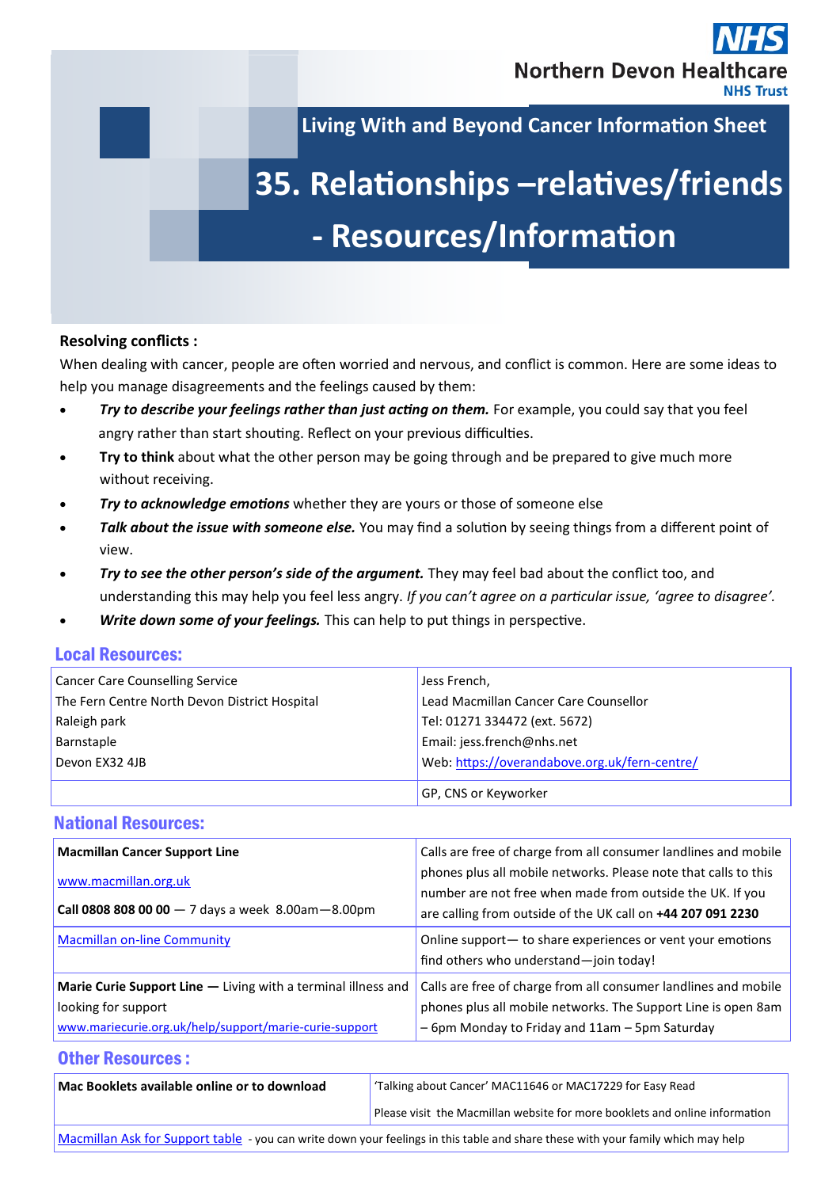NHS
Northern Devon Healthcare
NHS Trust

## Living With and Beyond Cancer Information Sheet

# 35. Relationships –relatives/friends - Resources/Information

**Resolving conflicts :**

When dealing with cancer, people are often worried and nervous, and conflict is common. Here are some ideas to help you manage disagreements and the feelings caused by them:

- ***Try to describe your feelings rather than just acting on them.*** For example, you could say that you feel angry rather than start shouting. Reflect on your previous difficulties.
- **Try to think** about what the other person may be going through and be prepared to give much more without receiving.
- ***Try to acknowledge emotions*** whether they are yours or those of someone else
- ***Talk about the issue with someone else.*** You may find a solution by seeing things from a different point of view.
- ***Try to see the other person's side of the argument.*** They may feel bad about the conflict too, and understanding this may help you feel less angry. *If you can't agree on a particular issue, 'agree to disagree'.*
- ***Write down some of your feelings.*** This can help to put things in perspective.

## Local Resources:

| | |
|---|---|
| Cancer Care Counselling Service<br>The Fern Centre North Devon District Hospital<br>Raleigh park<br>Barnstaple<br>Devon EX32 4JB | Jess French,<br>Lead Macmillan Cancer Care Counsellor<br>Tel: 01271 334472 (ext. 5672)<br>Email: jess.french@nhs.net<br>Web: https://overandabove.org.uk/fern-centre/ |
| | GP, CNS or Keyworker |

## National Resources:

| | |
|---|---|
| **Macmillan Cancer Support Line**<br>www.macmillan.org.uk<br>**Call 0808 808 00 00** — 7 days a week 8.00am—8.00pm | Calls are free of charge from all consumer landlines and mobile phones plus all mobile networks. Please note that calls to this number are not free when made from outside the UK. If you are calling from outside of the UK call on **+44 207 091 2230** |
| Macmillan on-line Community | Online support— to share experiences or vent your emotions find others who understand—join today! |
| **Marie Curie Support Line —** Living with a terminal illness and looking for support<br>www.mariecurie.org.uk/help/support/marie-curie-support | Calls are free of charge from all consumer landlines and mobile phones plus all mobile networks. The Support Line is open 8am – 6pm Monday to Friday and 11am – 5pm Saturday |

## Other Resources :

| | |
|---|---|
| **Mac Booklets available online or to download** | 'Talking about Cancer' MAC11646 or MAC17229 for Easy Read<br>Please visit the Macmillan website for more booklets and online information |
| Macmillan Ask for Support table - you can write down your feelings in this table and share these with your family which may help | |